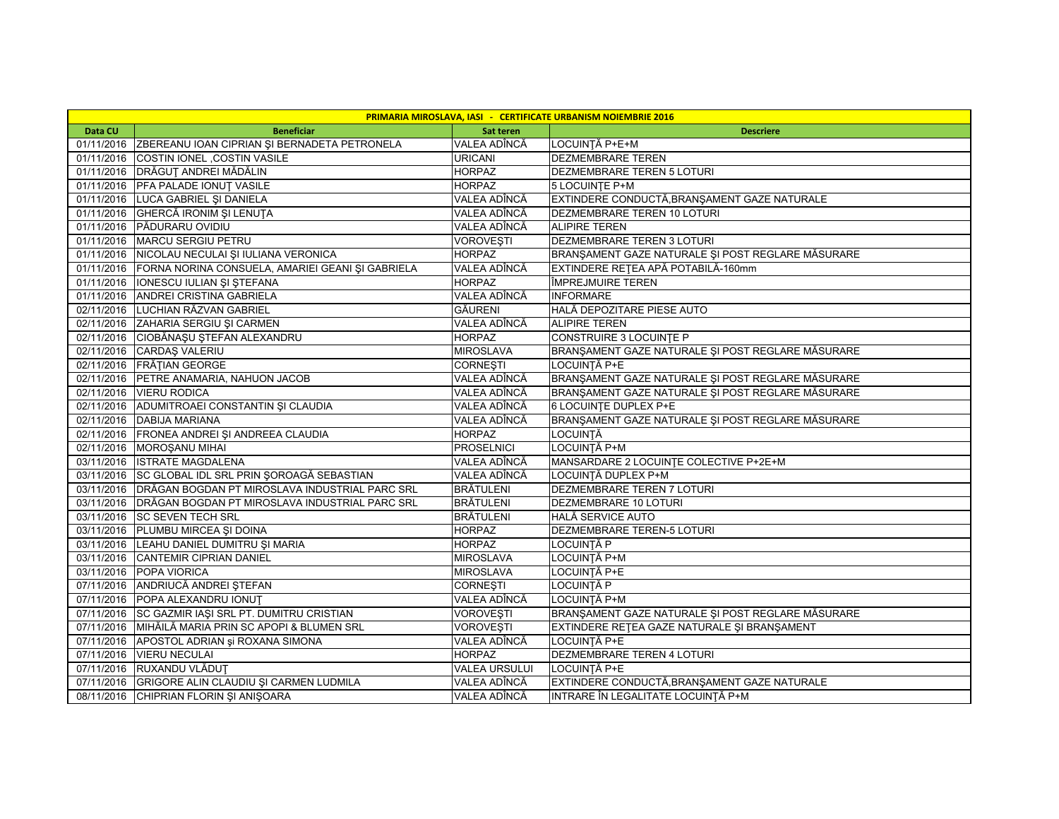| PRIMARIA MIROSLAVA, IASI - CERTIFICATE URBANISM NOIEMBRIE 2016 | | | |
|---|---|---|---|
| **Data CU** | **Beneficiar** | **Sat teren** | **Descriere** |
| 01/11/2016 | ZBEREANU IOAN CIPRIAN ŞI BERNADETA PETRONELA | VALEA ADÎNCĂ | LOCUINŢĂ P+E+M |
| 01/11/2016 | COSTIN IONEL ,COSTIN VASILE | URICANI | DEZMEMBRARE TEREN |
| 01/11/2016 | DRĂGUŢ ANDREI MĂDĂLIN | HORPAZ | DEZMEMBRARE TEREN 5 LOTURI |
| 01/11/2016 | PFA PALADE IONUŢ VASILE | HORPAZ | 5 LOCUINŢE P+M |
| 01/11/2016 | LUCA GABRIEL ŞI DANIELA | VALEA ADÎNCĂ | EXTINDERE CONDUCTĂ,BRANŞAMENT GAZE NATURALE |
| 01/11/2016 | GHERCĂ IRONIM ŞI LENUŢA | VALEA ADÎNCĂ | DEZMEMBRARE TEREN 10 LOTURI |
| 01/11/2016 | PĂDURARU OVIDIU | VALEA ADÎNCĂ | ALIPIRE TEREN |
| 01/11/2016 | MARCU SERGIU PETRU | VOROVEŞTI | DEZMEMBRARE TEREN 3 LOTURI |
| 01/11/2016 | NICOLAU NECULAI ŞI IULIANA VERONICA | HORPAZ | BRANŞAMENT GAZE NATURALE ŞI POST REGLARE MĂSURARE |
| 01/11/2016 | FORNA NORINA CONSUELA, AMARIEI GEANI ŞI GABRIELA | VALEA ADÎNCĂ | EXTINDERE REŢEA APĂ POTABILĂ-160mm |
| 01/11/2016 | IONESCU IULIAN ŞI ŞTEFANA | HORPAZ | ÎMPREJMUIRE TEREN |
| 01/11/2016 | ANDREI CRISTINA GABRIELA | VALEA ADÎNCĂ | INFORMARE |
| 02/11/2016 | LUCHIAN RĂZVAN GABRIEL | GĂURENI | HALĂ DEPOZITARE PIESE AUTO |
| 02/11/2016 | ZAHARIA SERGIU ŞI CARMEN | VALEA ADÎNCĂ | ALIPIRE TEREN |
| 02/11/2016 | CIOBĂNAŞU ŞTEFAN ALEXANDRU | HORPAZ | CONSTRUIRE 3 LOCUINŢE P |
| 02/11/2016 | CARDAŞ VALERIU | MIROSLAVA | BRANŞAMENT GAZE NATURALE ŞI POST REGLARE MĂSURARE |
| 02/11/2016 | FRĂŢIAN GEORGE | CORNEŞTI | LOCUINŢĂ P+E |
| 02/11/2016 | PETRE ANAMARIA, NAHUON JACOB | VALEA ADÎNCĂ | BRANŞAMENT GAZE NATURALE ŞI POST REGLARE MĂSURARE |
| 02/11/2016 | VIERU RODICA | VALEA ADÎNCĂ | BRANŞAMENT GAZE NATURALE ŞI POST REGLARE MĂSURARE |
| 02/11/2016 | ADUMITROAEI CONSTANTIN ŞI CLAUDIA | VALEA ADÎNCĂ | 6 LOCUINŢE DUPLEX P+E |
| 02/11/2016 | DABIJA MARIANA | VALEA ADÎNCĂ | BRANŞAMENT GAZE NATURALE ŞI POST REGLARE MĂSURARE |
| 02/11/2016 | FRONEA ANDREI ŞI ANDREEA CLAUDIA | HORPAZ | LOCUINŢĂ |
| 02/11/2016 | MOROŞANU MIHAI | PROSELNICI | LOCUINŢĂ P+M |
| 03/11/2016 | ISTRATE MAGDALENA | VALEA ADÎNCĂ | MANSARDARE 2 LOCUINŢE COLECTIVE P+2E+M |
| 03/11/2016 | SC GLOBAL IDL SRL PRIN ŞOROAGĂ SEBASTIAN | VALEA ADÎNCĂ | LOCUINŢĂ DUPLEX P+M |
| 03/11/2016 | DRĂGAN BOGDAN PT MIROSLAVA INDUSTRIAL PARC SRL | BRĂTULENI | DEZMEMBRARE TEREN 7 LOTURI |
| 03/11/2016 | DRĂGAN BOGDAN PT MIROSLAVA INDUSTRIAL PARC SRL | BRĂTULENI | DEZMEMBRARE 10 LOTURI |
| 03/11/2016 | SC SEVEN TECH SRL | BRĂTULENI | HALĂ SERVICE AUTO |
| 03/11/2016 | PLUMBU MIRCEA ŞI DOINA | HORPAZ | DEZMEMBRARE TEREN-5 LOTURI |
| 03/11/2016 | LEAHU DANIEL DUMITRU ŞI MARIA | HORPAZ | LOCUINŢĂ P |
| 03/11/2016 | CANTEMIR CIPRIAN DANIEL | MIROSLAVA | LOCUINŢĂ P+M |
| 03/11/2016 | POPA VIORICA | MIROSLAVA | LOCUINŢĂ P+E |
| 07/11/2016 | ANDRIUCĂ ANDREI ŞTEFAN | CORNEŞTI | LOCUINŢĂ P |
| 07/11/2016 | POPA ALEXANDRU IONUŢ | VALEA ADÎNCĂ | LOCUINŢĂ P+M |
| 07/11/2016 | SC GAZMIR IAŞI SRL PT. DUMITRU CRISTIAN | VOROVEŞTI | BRANŞAMENT GAZE NATURALE ŞI POST REGLARE MĂSURARE |
| 07/11/2016 | MIHĂILĂ MARIA PRIN SC APOPI & BLUMEN SRL | VOROVEŞTI | EXTINDERE REŢEA GAZE NATURALE ŞI BRANŞAMENT |
| 07/11/2016 | APOSTOL ADRIAN şi ROXANA SIMONA | VALEA ADÎNCĂ | LOCUINŢĂ P+E |
| 07/11/2016 | VIERU NECULAI | HORPAZ | DEZMEMBRARE TEREN 4 LOTURI |
| 07/11/2016 | RUXANDU VLĂDUŢ | VALEA URSULUI | LOCUINŢĂ P+E |
| 07/11/2016 | GRIGORE ALIN CLAUDIU ŞI CARMEN LUDMILA | VALEA ADÎNCĂ | EXTINDERE CONDUCTĂ,BRANŞAMENT GAZE NATURALE |
| 08/11/2016 | CHIPRIAN FLORIN ŞI ANIŞOARA | VALEA ADÎNCĂ | INTRARE ÎN LEGALITATE LOCUINŢĂ P+M |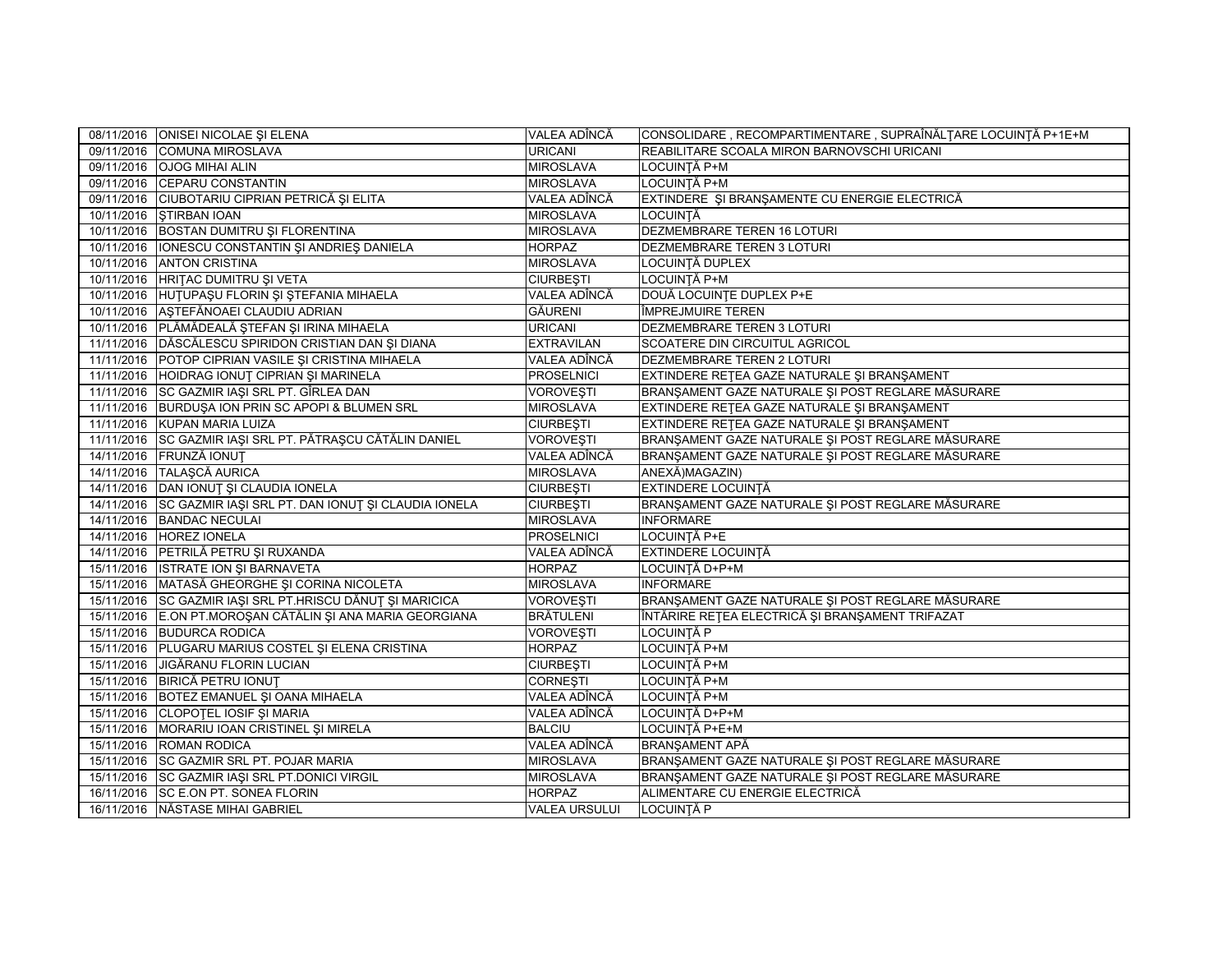| | | | |
|---|---|---|---|
| 08/11/2016 | ONISEI NICOLAE ŞI ELENA | VALEA ADÎNCĂ | CONSOLIDARE , RECOMPARTIMENTARE , SUPRAÎNĂLŢARE LOCUINŢĂ P+1E+M |
| 09/11/2016 | COMUNA MIROSLAVA | URICANI | REABILITARE SCOALA MIRON BARNOVSCHI URICANI |
| 09/11/2016 | OJOG MIHAI ALIN | MIROSLAVA | LOCUINŢĂ P+M |
| 09/11/2016 | CEPARU CONSTANTIN | MIROSLAVA | LOCUINŢĂ P+M |
| 09/11/2016 | CIUBOTARIU CIPRIAN PETRICĂ ŞI ELITA | VALEA ADÎNCĂ | EXTINDERE ŞI BRANŞAMENTE CU ENERGIE ELECTRICĂ |
| 10/11/2016 | ŞTIRBAN IOAN | MIROSLAVA | LOCUINŢĂ |
| 10/11/2016 | BOSTAN DUMITRU ŞI FLORENTINA | MIROSLAVA | DEZMEMBRARE TEREN 16 LOTURI |
| 10/11/2016 | IONESCU CONSTANTIN ŞI ANDRIEŞ DANIELA | HORPAZ | DEZMEMBRARE TEREN 3 LOTURI |
| 10/11/2016 | ANTON CRISTINA | MIROSLAVA | LOCUINŢĂ DUPLEX |
| 10/11/2016 | HRIŢAC DUMITRU ŞI VETA | CIURBEŞTI | LOCUINŢĂ P+M |
| 10/11/2016 | HUŢUPAŞU FLORIN ŞI ŞTEFANIA MIHAELA | VALEA ADÎNCĂ | DOUĂ LOCUINŢE DUPLEX P+E |
| 10/11/2016 | AŞTEFĂNOAEI CLAUDIU ADRIAN | GĂURENI | ÎMPREJMUIRE TEREN |
| 10/11/2016 | PLĂMĂDEALĂ ŞTEFAN ŞI IRINA MIHAELA | URICANI | DEZMEMBRARE TEREN 3 LOTURI |
| 11/11/2016 | DĂSCĂLESCU SPIRIDON CRISTIAN DAN ŞI DIANA | EXTRAVILAN | SCOATERE DIN CIRCUITUL AGRICOL |
| 11/11/2016 | POTOP CIPRIAN VASILE ŞI CRISTINA MIHAELA | VALEA ADÎNCĂ | DEZMEMBRARE TEREN 2 LOTURI |
| 11/11/2016 | HOIDRAG IONUŢ CIPRIAN ŞI MARINELA | PROSELNICI | EXTINDERE REŢEA GAZE NATURALE ŞI BRANŞAMENT |
| 11/11/2016 | SC GAZMIR IAŞI SRL PT. GÎRLEA DAN | VOROVEŞTI | BRANŞAMENT GAZE NATURALE ŞI POST REGLARE MĂSURARE |
| 11/11/2016 | BURDUŞA ION PRIN SC APOPI & BLUMEN SRL | MIROSLAVA | EXTINDERE REŢEA GAZE NATURALE ŞI BRANŞAMENT |
| 11/11/2016 | KUPAN MARIA LUIZA | CIURBEŞTI | EXTINDERE REŢEA GAZE NATURALE ŞI BRANŞAMENT |
| 11/11/2016 | SC GAZMIR IAŞI SRL PT. PĂTRAŞCU CĂTĂLIN DANIEL | VOROVEŞTI | BRANŞAMENT GAZE NATURALE ŞI POST REGLARE MĂSURARE |
| 14/11/2016 | FRUNZĂ IONUŢ | VALEA ADÎNCĂ | BRANŞAMENT GAZE NATURALE ŞI POST REGLARE MĂSURARE |
| 14/11/2016 | TALAŞCĂ AURICA | MIROSLAVA | ANEXĂ)MAGAZIN) |
| 14/11/2016 | DAN IONUŢ ŞI CLAUDIA IONELA | CIURBEŞTI | EXTINDERE LOCUINŢĂ |
| 14/11/2016 | SC GAZMIR IAŞI SRL PT. DAN IONUŢ ŞI CLAUDIA IONELA | CIURBEŞTI | BRANŞAMENT GAZE NATURALE ŞI POST REGLARE MĂSURARE |
| 14/11/2016 | BANDAC NECULAI | MIROSLAVA | INFORMARE |
| 14/11/2016 | HOREZ IONELA | PROSELNICI | LOCUINŢĂ P+E |
| 14/11/2016 | PETRILĂ PETRU ŞI RUXANDA | VALEA ADÎNCĂ | EXTINDERE LOCUINŢĂ |
| 15/11/2016 | ISTRATE ION ŞI BARNAVETA | HORPAZ | LOCUINŢĂ D+P+M |
| 15/11/2016 | MATASĂ GHEORGHE ŞI CORINA NICOLETA | MIROSLAVA | INFORMARE |
| 15/11/2016 | SC GAZMIR IAŞI SRL PT.HRISCU DĂNUŢ ŞI MARICICA | VOROVEŞTI | BRANŞAMENT GAZE NATURALE ŞI POST REGLARE MĂSURARE |
| 15/11/2016 | E.ON PT.MOROŞAN CĂTĂLIN ŞI ANA MARIA GEORGIANA | BRĂTULENI | ÎNTĂRIRE REŢEA ELECTRICĂ ŞI BRANŞAMENT TRIFAZAT |
| 15/11/2016 | BUDURCA RODICA | VOROVEŞTI | LOCUINŢĂ P |
| 15/11/2016 | PLUGARU MARIUS COSTEL ŞI ELENA CRISTINA | HORPAZ | LOCUINŢĂ P+M |
| 15/11/2016 | JIGĂRANU FLORIN LUCIAN | CIURBEŞTI | LOCUINŢĂ P+M |
| 15/11/2016 | BIRICĂ PETRU IONUŢ | CORNEŞTI | LOCUINŢĂ P+M |
| 15/11/2016 | BOTEZ EMANUEL ŞI OANA MIHAELA | VALEA ADÎNCĂ | LOCUINŢĂ P+M |
| 15/11/2016 | CLOPOŢEL IOSIF ŞI MARIA | VALEA ADÎNCĂ | LOCUINŢĂ D+P+M |
| 15/11/2016 | MORARIU IOAN CRISTINEL ŞI MIRELA | BALCIU | LOCUINŢĂ P+E+M |
| 15/11/2016 | ROMAN RODICA | VALEA ADÎNCĂ | BRANŞAMENT APĂ |
| 15/11/2016 | SC GAZMIR SRL PT. POJAR MARIA | MIROSLAVA | BRANŞAMENT GAZE NATURALE ŞI POST REGLARE MĂSURARE |
| 15/11/2016 | SC GAZMIR IAŞI SRL PT.DONICI VIRGIL | MIROSLAVA | BRANŞAMENT GAZE NATURALE ŞI POST REGLARE MĂSURARE |
| 16/11/2016 | SC E.ON PT. SONEA FLORIN | HORPAZ | ALIMENTARE CU ENERGIE ELECTRICĂ |
| 16/11/2016 | NĂSTASE MIHAI GABRIEL | VALEA URSULUI | LOCUINŢĂ P |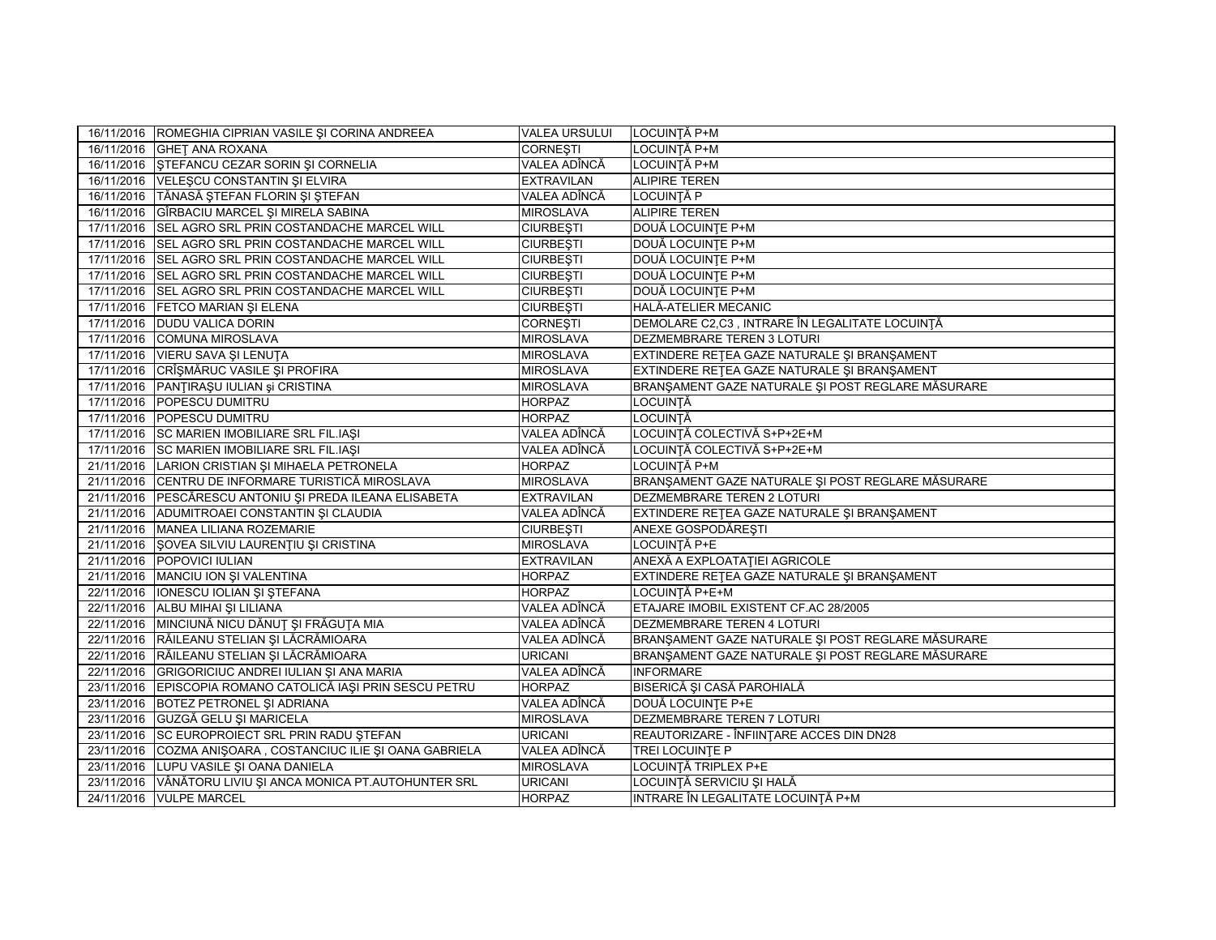| | | | |
|---|---|---|---|
| 16/11/2016 | ROMEGHIA CIPRIAN VASILE ŞI CORINA ANDREEA | VALEA URSULUI | LOCUINŢĂ P+M |
| 16/11/2016 | GHEŢ ANA ROXANA | CORNEŞTI | LOCUINŢĂ P+M |
| 16/11/2016 | ŞTEFANCU CEZAR SORIN ŞI CORNELIA | VALEA ADÎNCĂ | LOCUINŢĂ P+M |
| 16/11/2016 | VELEŞCU CONSTANTIN ŞI ELVIRA | EXTRAVILAN | ALIPIRE TEREN |
| 16/11/2016 | TĂNASĂ ŞTEFAN FLORIN ŞI ŞTEFAN | VALEA ADÎNCĂ | LOCUINŢĂ P |
| 16/11/2016 | GÎRBACIU MARCEL ŞI MIRELA SABINA | MIROSLAVA | ALIPIRE TEREN |
| 17/11/2016 | SEL AGRO SRL PRIN COSTANDACHE MARCEL WILL | CIURBEŞTI | DOUĂ LOCUINŢE P+M |
| 17/11/2016 | SEL AGRO SRL PRIN COSTANDACHE MARCEL WILL | CIURBEŞTI | DOUĂ LOCUINŢE P+M |
| 17/11/2016 | SEL AGRO SRL PRIN COSTANDACHE MARCEL WILL | CIURBEŞTI | DOUĂ LOCUINŢE P+M |
| 17/11/2016 | SEL AGRO SRL PRIN COSTANDACHE MARCEL WILL | CIURBEŞTI | DOUĂ LOCUINŢE P+M |
| 17/11/2016 | FETCO MARIAN ŞI ELENA | CIURBEŞTI | HALĂ-ATELIER MECANIC |
| 17/11/2016 | DUDU VALICA DORIN | CORNEŞTI | DEMOLARE C2,C3 , INTRARE ÎN LEGALITATE LOCUINŢĂ |
| 17/11/2016 | COMUNA MIROSLAVA | MIROSLAVA | DEZMEMBRARE TEREN 3 LOTURI |
| 17/11/2016 | VIERU SAVA ŞI LENUŢA | MIROSLAVA | EXTINDERE REŢEA GAZE NATURALE ŞI BRANŞAMENT |
| 17/11/2016 | CRÎŞMĂRUC VASILE ŞI PROFIRA | MIROSLAVA | EXTINDERE REŢEA GAZE NATURALE ŞI BRANŞAMENT |
| 17/11/2016 | PANŢIRAŞU IULIAN şi CRISTINA | MIROSLAVA | BRANŞAMENT GAZE NATURALE ŞI POST REGLARE MĂSURARE |
| 17/11/2016 | POPESCU DUMITRU | HORPAZ | LOCUINŢĂ |
| 17/11/2016 | POPESCU DUMITRU | HORPAZ | LOCUINŢĂ |
| 17/11/2016 | SC MARIEN IMOBILIARE SRL FIL.IAŞI | VALEA ADÎNCĂ | LOCUINŢĂ COLECTIVĂ S+P+2E+M |
| 17/11/2016 | SC MARIEN IMOBILIARE SRL FIL.IAŞI | VALEA ADÎNCĂ | LOCUINŢĂ COLECTIVĂ S+P+2E+M |
| 21/11/2016 | LARION CRISTIAN ŞI MIHAELA PETRONELA | HORPAZ | LOCUINŢĂ P+M |
| 21/11/2016 | CENTRU DE INFORMARE TURISTICĂ MIROSLAVA | MIROSLAVA | BRANŞAMENT GAZE NATURALE ŞI POST REGLARE MĂSURARE |
| 21/11/2016 | PESCĂRESCU ANTONIU ŞI PREDA ILEANA ELISABETA | EXTRAVILAN | DEZMEMBRARE TEREN 2 LOTURI |
| 21/11/2016 | ADUMITROAEI CONSTANTIN ŞI CLAUDIA | VALEA ADÎNCĂ | EXTINDERE REŢEA GAZE NATURALE ŞI BRANŞAMENT |
| 21/11/2016 | MANEA LILIANA ROZEMARIE | CIURBEŞTI | ANEXE GOSPODĂREŞTI |
| 21/11/2016 | ŞOVEA SILVIU LAURENŢIU ŞI CRISTINA | MIROSLAVA | LOCUINŢĂ P+E |
| 21/11/2016 | POPOVICI IULIAN | EXTRAVILAN | ANEXĂ A EXPLOATAŢIEI AGRICOLE |
| 21/11/2016 | MANCIU ION ŞI VALENTINA | HORPAZ | EXTINDERE REŢEA GAZE NATURALE ŞI BRANŞAMENT |
| 22/11/2016 | IONESCU IOLIAN ŞI ŞTEFANA | HORPAZ | LOCUINŢĂ P+E+M |
| 22/11/2016 | ALBU MIHAI ŞI LILIANA | VALEA ADÎNCĂ | ETAJARE IMOBIL EXISTENT CF.AC 28/2005 |
| 22/11/2016 | MINCIUNĂ NICU DĂNUŢ ŞI FRĂGUŢA MIA | VALEA ADÎNCĂ | DEZMEMBRARE TEREN 4 LOTURI |
| 22/11/2016 | RĂILEANU STELIAN ŞI LĂCRĂMIOARA | VALEA ADÎNCĂ | BRANŞAMENT GAZE NATURALE ŞI POST REGLARE MĂSURARE |
| 22/11/2016 | RĂILEANU STELIAN ŞI LĂCRĂMIOARA | URICANI | BRANŞAMENT GAZE NATURALE ŞI POST REGLARE MĂSURARE |
| 22/11/2016 | GRIGORICIUC ANDREI IULIAN ŞI ANA MARIA | VALEA ADÎNCĂ | INFORMARE |
| 23/11/2016 | EPISCOPIA ROMANO CATOLICĂ IAŞI PRIN SESCU PETRU | HORPAZ | BISERICĂ ŞI CASĂ PAROHIALĂ |
| 23/11/2016 | BOTEZ PETRONEL ŞI ADRIANA | VALEA ADÎNCĂ | DOUĂ LOCUINŢE P+E |
| 23/11/2016 | GUZGĂ GELU ŞI MARICELA | MIROSLAVA | DEZMEMBRARE TEREN 7 LOTURI |
| 23/11/2016 | SC EUROPROIECT SRL PRIN RADU ŞTEFAN | URICANI | REAUTORIZARE - ÎNFIINŢARE ACCES DIN DN28 |
| 23/11/2016 | COZMA ANIŞOARA , COSTANCIUC ILIE ŞI OANA GABRIELA | VALEA ADÎNCĂ | TREI LOCUINŢE P |
| 23/11/2016 | LUPU VASILE ŞI OANA DANIELA | MIROSLAVA | LOCUINŢĂ TRIPLEX P+E |
| 23/11/2016 | VÂNĂTORU LIVIU ŞI ANCA MONICA PT.AUTOHUNTER SRL | URICANI | LOCUINŢĂ SERVICIU ŞI HALĂ |
| 24/11/2016 | VULPE MARCEL | HORPAZ | INTRARE ÎN LEGALITATE LOCUINŢĂ P+M |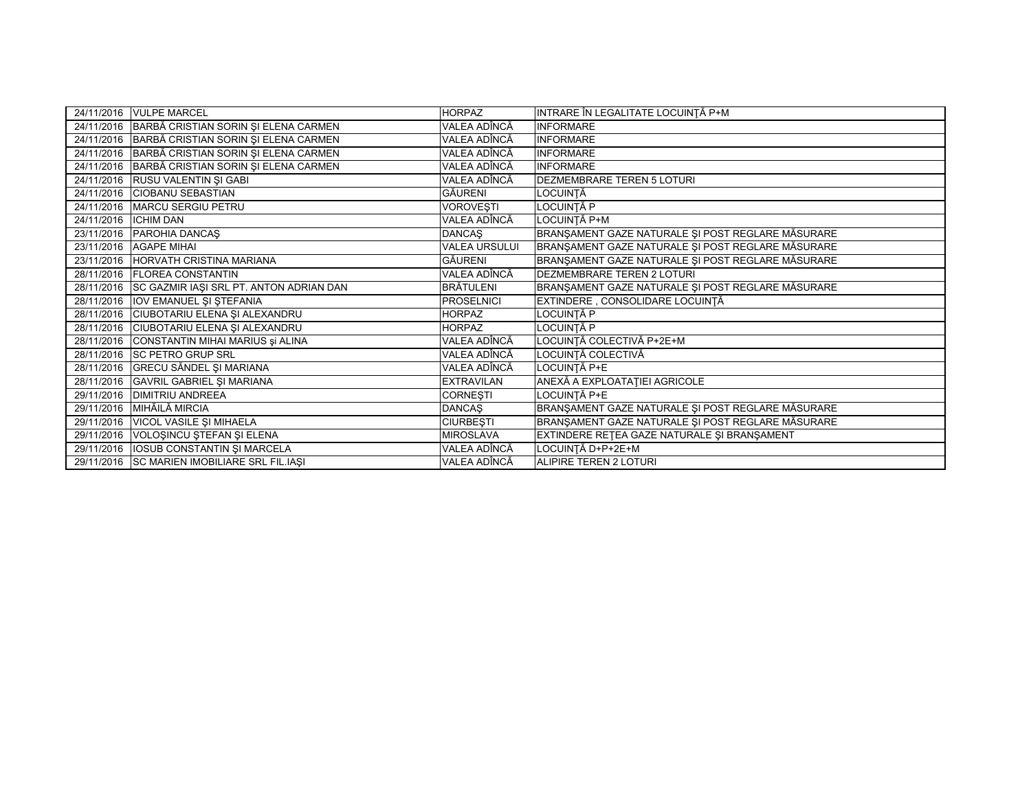| | | | |
|---|---|---|---|
| 24/11/2016 | VULPE MARCEL | HORPAZ | INTRARE ÎN LEGALITATE LOCUINŢĂ P+M |
| 24/11/2016 | BARBĂ CRISTIAN SORIN ŞI ELENA CARMEN | VALEA ADÎNCĂ | INFORMARE |
| 24/11/2016 | BARBĂ CRISTIAN SORIN ŞI ELENA CARMEN | VALEA ADÎNCĂ | INFORMARE |
| 24/11/2016 | BARBĂ CRISTIAN SORIN ŞI ELENA CARMEN | VALEA ADÎNCĂ | INFORMARE |
| 24/11/2016 | BARBĂ CRISTIAN SORIN ŞI ELENA CARMEN | VALEA ADÎNCĂ | INFORMARE |
| 24/11/2016 | RUSU VALENTIN ŞI GABI | VALEA ADÎNCĂ | DEZMEMBRARE TEREN 5 LOTURI |
| 24/11/2016 | CIOBANU SEBASTIAN | GĂURENI | LOCUINŢĂ |
| 24/11/2016 | MARCU SERGIU PETRU | VOROVEŞTI | LOCUINŢĂ P |
| 24/11/2016 | ICHIM DAN | VALEA ADÎNCĂ | LOCUINŢĂ P+M |
| 23/11/2016 | PAROHIA DANCAŞ | DANCAŞ | BRANŞAMENT GAZE NATURALE ŞI POST REGLARE MĂSURARE |
| 23/11/2016 | AGAPE MIHAI | VALEA URSULUI | BRANŞAMENT GAZE NATURALE ŞI POST REGLARE MĂSURARE |
| 23/11/2016 | HORVATH CRISTINA MARIANA | GĂURENI | BRANŞAMENT GAZE NATURALE ŞI POST REGLARE MĂSURARE |
| 28/11/2016 | FLOREA CONSTANTIN | VALEA ADÎNCĂ | DEZMEMBRARE TEREN 2 LOTURI |
| 28/11/2016 | SC GAZMIR IAŞI SRL PT. ANTON ADRIAN DAN | BRĂTULENI | BRANŞAMENT GAZE NATURALE ŞI POST REGLARE MĂSURARE |
| 28/11/2016 | IOV EMANUEL ŞI ŞTEFANIA | PROSELNICI | EXTINDERE , CONSOLIDARE LOCUINŢĂ |
| 28/11/2016 | CIUBOTARIU ELENA ŞI ALEXANDRU | HORPAZ | LOCUINŢĂ P |
| 28/11/2016 | CIUBOTARIU ELENA ŞI ALEXANDRU | HORPAZ | LOCUINŢĂ P |
| 28/11/2016 | CONSTANTIN MIHAI MARIUS şi ALINA | VALEA ADÎNCĂ | LOCUINŢĂ COLECTIVĂ P+2E+M |
| 28/11/2016 | SC PETRO GRUP SRL | VALEA ADÎNCĂ | LOCUINŢĂ COLECTIVĂ |
| 28/11/2016 | GRECU SĂNDEL ŞI MARIANA | VALEA ADÎNCĂ | LOCUINŢĂ P+E |
| 28/11/2016 | GAVRIL GABRIEL ŞI MARIANA | EXTRAVILAN | ANEXĂ A EXPLOATAŢIEI AGRICOLE |
| 29/11/2016 | DIMITRIU ANDREEA | CORNEŞTI | LOCUINŢĂ P+E |
| 29/11/2016 | MIHĂILĂ MIRCIA | DANCAŞ | BRANŞAMENT GAZE NATURALE ŞI POST REGLARE MĂSURARE |
| 29/11/2016 | VICOL VASILE ŞI MIHAELA | CIURBEŞTI | BRANŞAMENT GAZE NATURALE ŞI POST REGLARE MĂSURARE |
| 29/11/2016 | VOLOŞINCU ŞTEFAN ŞI ELENA | MIROSLAVA | EXTINDERE REŢEA GAZE NATURALE ŞI BRANŞAMENT |
| 29/11/2016 | IOSUB CONSTANTIN ŞI MARCELA | VALEA ADÎNCĂ | LOCUINŢĂ D+P+2E+M |
| 29/11/2016 | SC MARIEN IMOBILIARE SRL FIL.IAŞI | VALEA ADÎNCĂ | ALIPIRE TEREN 2 LOTURI |